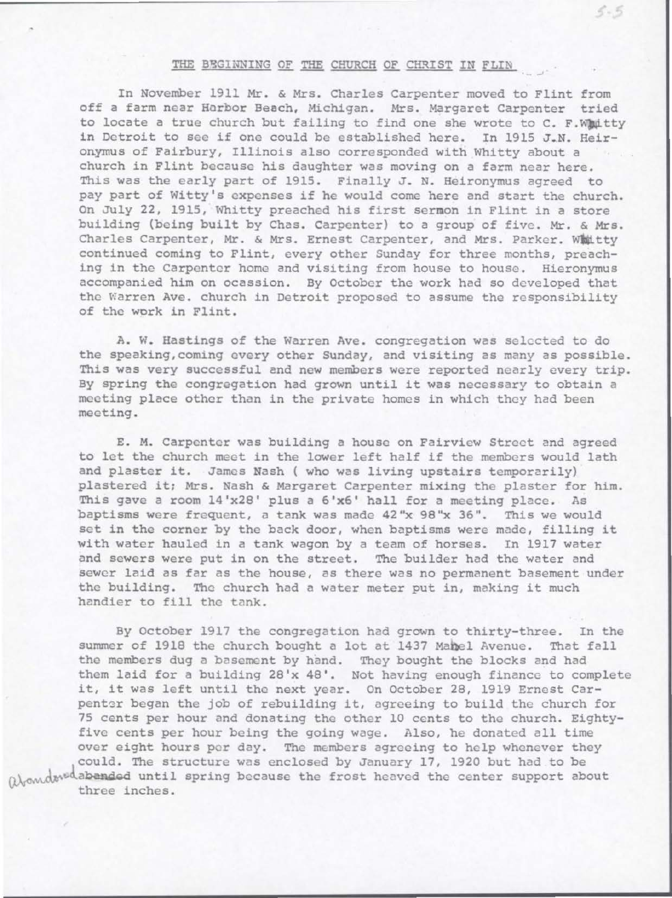## THE BEGINNING OF THE CHURCH OF CHRIST IN FLIN

In November 1911 Mr. & Mrs. Charles Carpenter moved to Flint from off a farm near Harbor Beach, Michigan. Mrs. Margaret Carpenter tried to locate a true church but failing to find one she wrote to C. F. Whitty in Detroit to see if one could be established here. In 1915 J.N. Heironymus of Fairbury, Illinois also corresponded with Whitty about a church in Flint because his daughter was moving on a farm near here. This was the early part of 1915. Finally J. N. Heironymus agreed to pay part of Witty's expenses if he would come here and start the church. On July 22, 1915, Whitty preached his first sermon in Flint in a store building (being built by Chas. Carpenter) to a group of five. Mr. & Mrs. Charles Carpenter, Mr. & Mrs. Ernest Carpenter, and Mrs. Parker. Whitty continued coming to Flint, every other Sunday for three months, preaching in the Carpenter home and visiting from house to house. Hieronymus accompanied him on ocassion. By October the work had so developed that the Warren Ave. church in Detroit proposed to assume the responsibility of the work in Flint.

A. W. Hastings of the Warren Ave. congregation was selected to do the speaking, coming every other Sunday, and visiting as many as possible. This was very successful and new members were reported nearly every trip. By spring the congregation had grown until it was necessary to obtain a meeting place other than in the private homes in which they had been meeting.

E. M. Carpenter was building a house on Fairview Street and agreed to let the church meet in the lower left half if the members would lath and plaster it. James Nash ( who was living upstairs temporarily) plastered it; Mrs. Nash & Margaret Carpenter mixing the plaster for him. This gave a room 14'x28' plus a 6'x6' hall for a meeting place. As baptisms were frequent, a tank was made 42"x 98"x 36". This we would set in the corner by the back door, when baptisms were made, filling it with water hauled in a tank wagon by a team of horses. In 1917 water and sewers were put in on the street. The builder had the water and sewer laid as far as the house, as there was no permanent basement under the building. The church had a water meter put in, making it much handier to fill the tank.

By October 1917 the congregation had grown to thirty-three. In the summer of 1918 the church bought a lot at 1437 Mabel Avenue. That fall the members dug a basement by hand. They bought the blocks and had them laid for a building 28'x 48'. Not having enough finance to complete it, it was left until the next year. On October 28, 1919 Ernest Carpenter began the job of rebuilding it, agreeing to build the church for 75 cents per hour and donating the other 10 cents to the church. Eighty-five cents per hour being the going wage. Also, he donated all time over eight hours per day. The members agreeing to help whenever they could. The structure was enclosed by January 17, 1920 but had to be ~~abanded~~ abandoned until spring because the frost heaved the center support about three inches.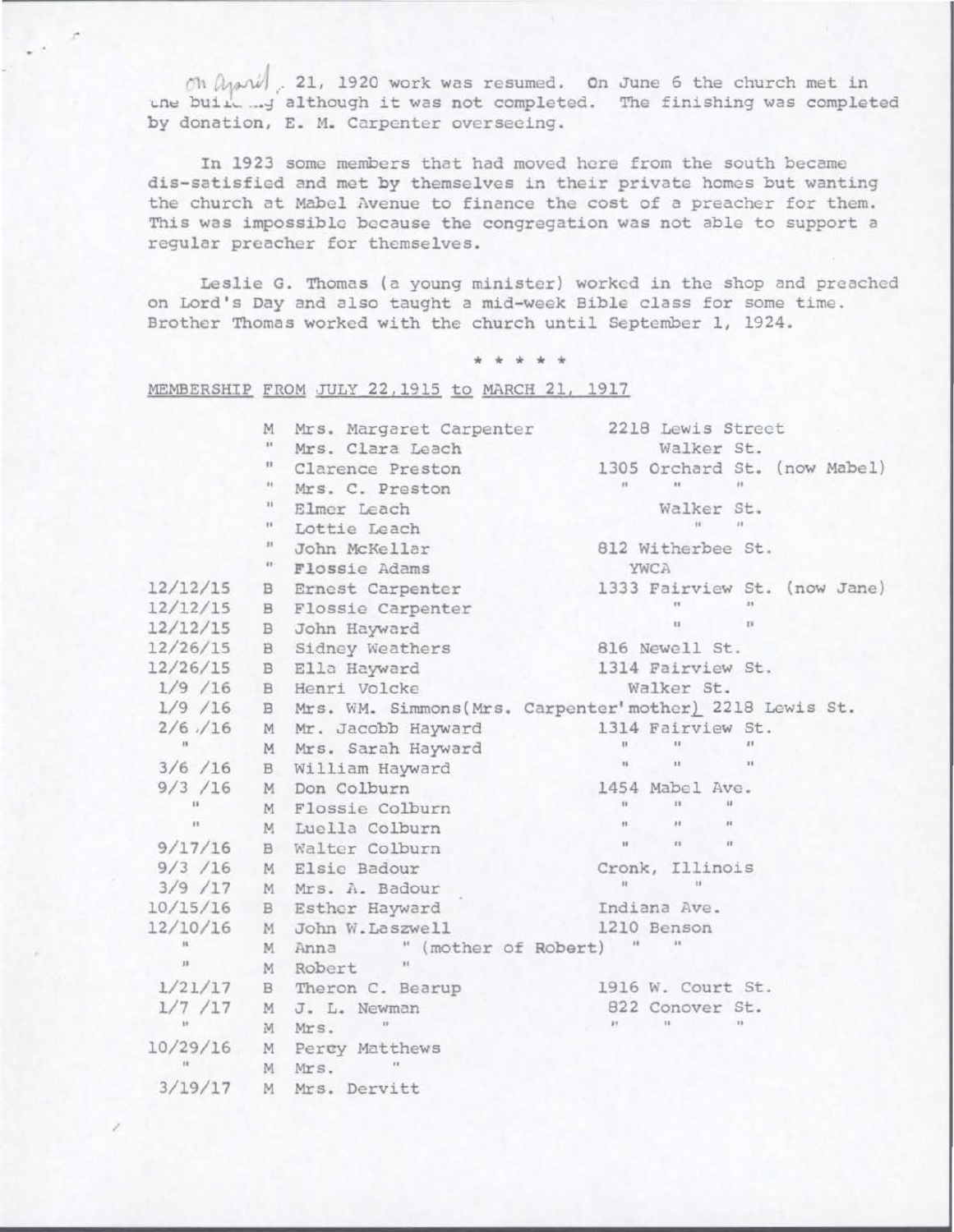On April 21, 1920 work was resumed. On June 6 the church met in the building although it was not completed. The finishing was completed by donation, E. M. Carpenter overseeing.

In 1923 some members that had moved here from the south became dis-satisfied and met by themselves in their private homes but wanting the church at Mabel Avenue to finance the cost of a preacher for them. This was impossible because the congregation was not able to support a regular preacher for themselves.

Leslie G. Thomas (a young minister) worked in the shop and preached on Lord's Day and also taught a mid-week Bible class for some time. Brother Thomas worked with the church until September 1, 1924.

\* \* \* \* \*

MEMBERSHIP FROM JULY 22,1915 to MARCH 21, 1917

| | | | |
|---|---|---|---|
| | M | Mrs. Margaret Carpenter | 2218 Lewis Street |
| | " | Mrs. Clara Leach | Walker St. |
| | " | Clarence Preston | 1305 Orchard St. (now Mabel) |
| | " | Mrs. C. Preston | " " " |
| | " | Elmer Leach | Walker St. |
| | " | Lottie Leach | " " |
| | " | John McKellar | 812 Witherbee St. |
| | " | Flossie Adams | YWCA |
| 12/12/15 | B | Ernest Carpenter | 1333 Fairview St. (now Jane) |
| 12/12/15 | B | Flossie Carpenter | " " |
| 12/12/15 | B | John Hayward | " " |
| 12/26/15 | B | Sidney Weathers | 816 Newell St. |
| 12/26/15 | B | Ella Hayward | 1314 Fairview St. |
| 1/9 /16 | B | Henri Volcke | Walker St. |
| 1/9 /16 | B | Mrs. WM. Simmons(Mrs. Carpenter'mother) | 2218 Lewis St. |
| 2/6 /16 | M | Mr. Jacobb Hayward | 1314 Fairview St. |
| " | M | Mrs. Sarah Hayward | " " " |
| 3/6 /16 | B | William Hayward | " " " |
| 9/3 /16 | M | Don Colburn | 1454 Mabel Ave. |
| " | M | Flossie Colburn | " " " |
| " | M | Luella Colburn | " " " |
| 9/17/16 | B | Walter Colburn | " " " |
| 9/3 /16 | M | Elsie Badour | Cronk, Illinois |
| 3/9 /17 | M | Mrs. A. Badour | " " |
| 10/15/16 | B | Esther Hayward | Indiana Ave. |
| 12/10/16 | M | John W.Laszwell | 1210 Benson |
| " | M | Anna " (mother of Robert) | " " |
| " | M | Robert " | |
| 1/21/17 | B | Theron C. Bearup | 1916 W. Court St. |
| 1/7 /17 | M | J. L. Newman | 822 Conover St. |
| " | M | Mrs. " | " " " |
| 10/29/16 | M | Percy Matthews | |
| " | M | Mrs. " | |
| 3/19/17 | M | Mrs. Dervitt | |